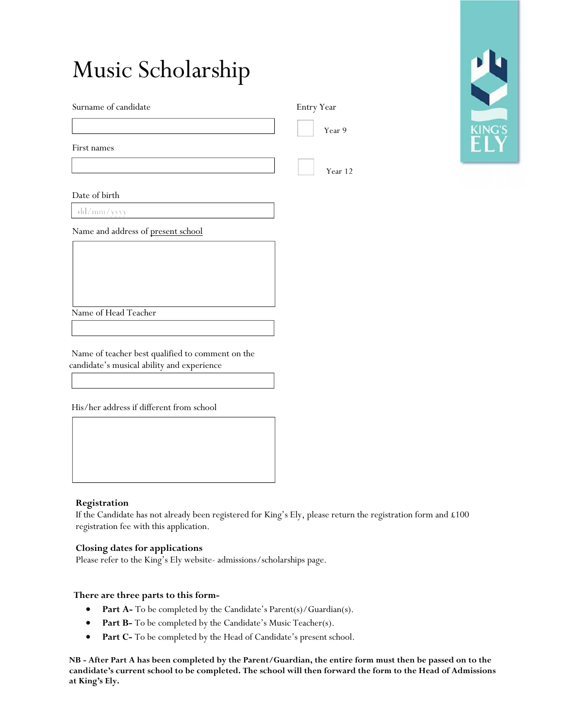# Music Scholarship

Surname of candidate

First names

Date of birth

dd/mm/yyyy

Name and address of present school

Name of Head Teacher

Name of teacher best qualified to comment on the candidate's musical ability and experience

His/her address if different from school

Entry Year

☐ Year 9

☐ Year 12

**Registration**

If the Candidate has not already been registered for King's Ely, please return the registration form and £100 registration fee with this application.

**Closing dates for applications**

Please refer to the King's Ely website- admissions/scholarships page.

**There are three parts to this form-**

- **Part A-** To be completed by the Candidate's Parent(s)/Guardian(s).
- **Part B-** To be completed by the Candidate's Music Teacher(s).
- **Part C-** To be completed by the Head of Candidate's present school.

**NB - After Part A has been completed by the Parent/Guardian, the entire form must then be passed on to the candidate's current school to be completed. The school will then forward the form to the Head of Admissions at King's Ely.**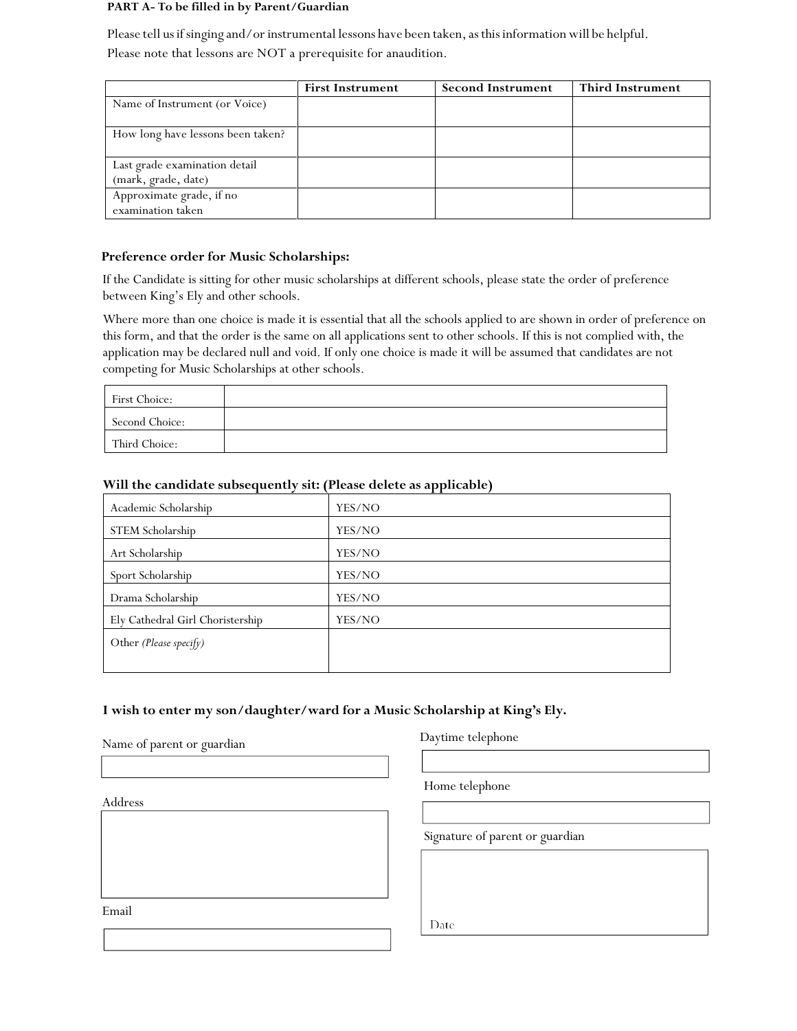**PART A- To be filled in by Parent/Guardian**

Please tell us if singing and/or instrumental lessons have been taken, as this information will be helpful.
Please note that lessons are NOT a prerequisite for anaudition.

| | First Instrument | Second Instrument | Third Instrument |
|---|---|---|---|
| Name of Instrument (or Voice) | | | |
| How long have lessons been taken? | | | |
| Last grade examination detail (mark, grade, date) | | | |
| Approximate grade, if no examination taken | | | |

**Preference order for Music Scholarships:**

If the Candidate is sitting for other music scholarships at different schools, please state the order of preference between King's Ely and other schools.

Where more than one choice is made it is essential that all the schools applied to are shown in order of preference on this form, and that the order is the same on all applications sent to other schools. If this is not complied with, the application may be declared null and void. If only one choice is made it will be assumed that candidates are not competing for Music Scholarships at other schools.

| | |
|---|---|
| First Choice: | |
| Second Choice: | |
| Third Choice: | |

**Will the candidate subsequently sit: (Please delete as applicable)**

| | |
|---|---|
| Academic Scholarship | YES/NO |
| STEM Scholarship | YES/NO |
| Art Scholarship | YES/NO |
| Sport Scholarship | YES/NO |
| Drama Scholarship | YES/NO |
| Ely Cathedral Girl Choristership | YES/NO |
| Other *(Please specify)* | |

**I wish to enter my son/daughter/ward for a Music Scholarship at King's Ely.**

Name of parent or guardian

Address

Email

Daytime telephone

Home telephone

Signature of parent or guardian

Date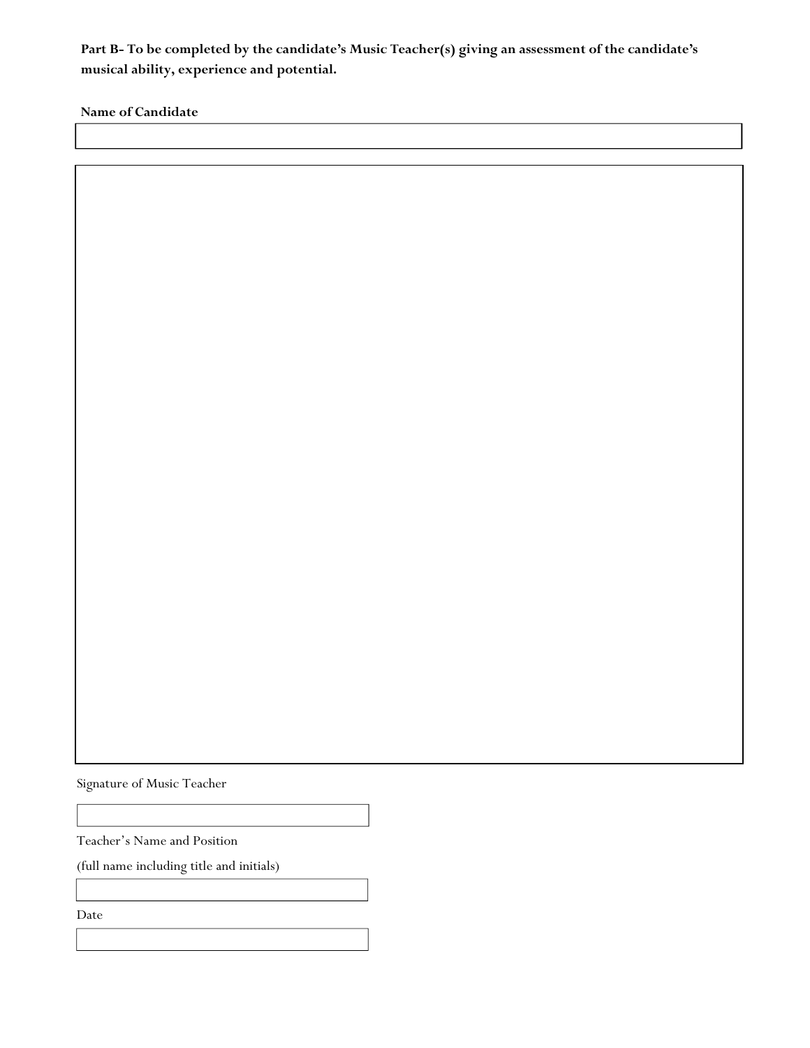**Part B- To be completed by the candidate's Music Teacher(s) giving an assessment of the candidate's musical ability, experience and potential.**

**Name of Candidate**

Signature of Music Teacher

Teacher's Name and Position

(full name including title and initials)

Date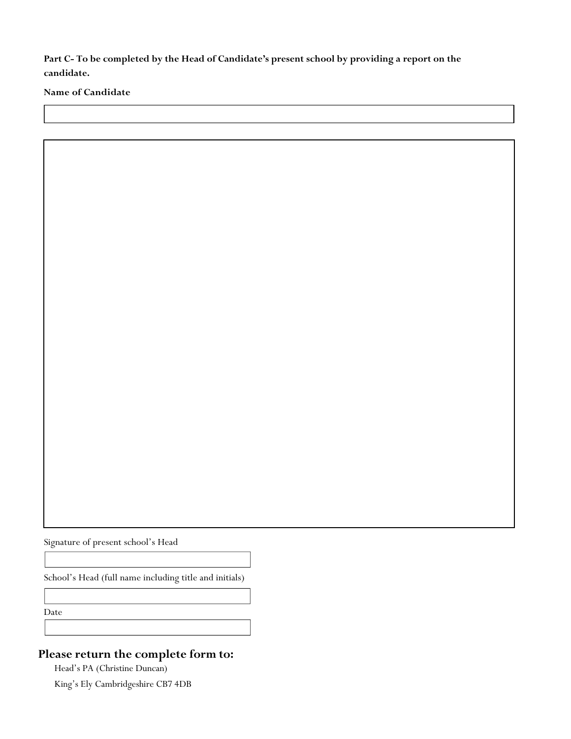**Part C- To be completed by the Head of Candidate's present school by providing a report on the candidate.**

**Name of Candidate**

Signature of present school's Head

School's Head (full name including title and initials)

Date

## Please return the complete form to:

Head's PA (Christine Duncan)

King's Ely Cambridgeshire CB7 4DB